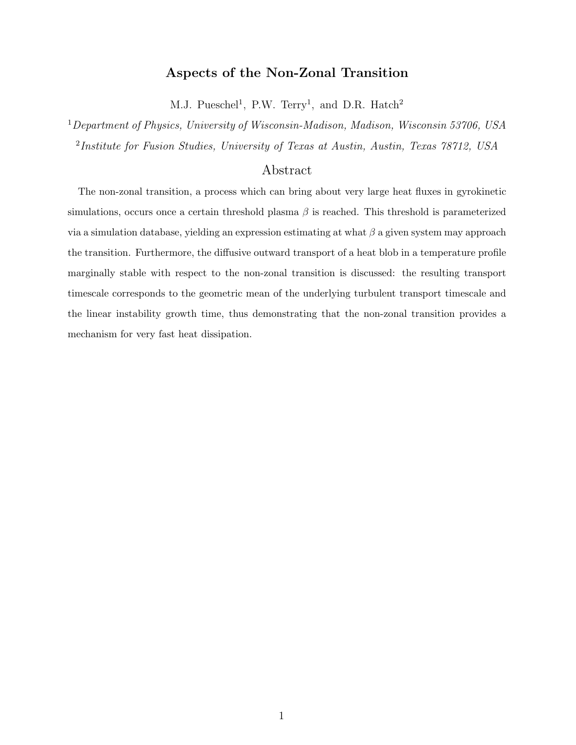# Aspects of the Non-Zonal Transition

M.J. Pueschel[1], P.W. Terry[1], and D.R. Hatch[2]

[1] *Department of Physics, University of Wisconsin-Madison, Madison, Wisconsin 53706, USA*

[2] *Institute for Fusion Studies, University of Texas at Austin, Austin, Texas 78712, USA*

## Abstract

The non-zonal transition, a process which can bring about very large heat fluxes in gyrokinetic simulations, occurs once a certain threshold plasma $\beta$ is reached. This threshold is parameterized via a simulation database, yielding an expression estimating at what $\beta$ a given system may approach the transition. Furthermore, the diffusive outward transport of a heat blob in a temperature profile marginally stable with respect to the non-zonal transition is discussed: the resulting transport timescale corresponds to the geometric mean of the underlying turbulent transport timescale and the linear instability growth time, thus demonstrating that the non-zonal transition provides a mechanism for very fast heat dissipation.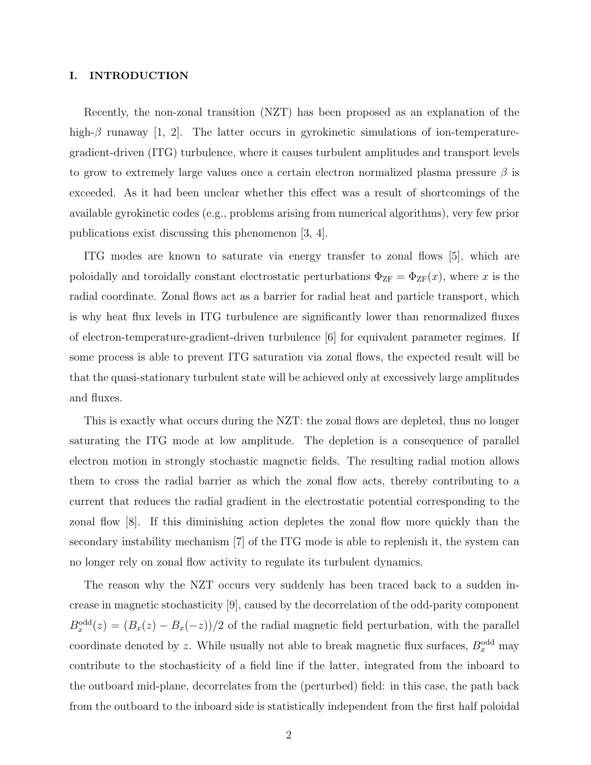## I. INTRODUCTION

Recently, the non-zonal transition (NZT) has been proposed as an explanation of the high-$\beta$ runaway [1, 2]. The latter occurs in gyrokinetic simulations of ion-temperature-gradient-driven (ITG) turbulence, where it causes turbulent amplitudes and transport levels to grow to extremely large values once a certain electron normalized plasma pressure $\beta$ is exceeded. As it had been unclear whether this effect was a result of shortcomings of the available gyrokinetic codes (e.g., problems arising from numerical algorithms), very few prior publications exist discussing this phenomenon [3, 4].

ITG modes are known to saturate via energy transfer to zonal flows [5], which are poloidally and toroidally constant electrostatic perturbations $\Phi_{\text{ZF}} = \Phi_{\text{ZF}}(x)$, where $x$ is the radial coordinate. Zonal flows act as a barrier for radial heat and particle transport, which is why heat flux levels in ITG turbulence are significantly lower than renormalized fluxes of electron-temperature-gradient-driven turbulence [6] for equivalent parameter regimes. If some process is able to prevent ITG saturation via zonal flows, the expected result will be that the quasi-stationary turbulent state will be achieved only at excessively large amplitudes and fluxes.

This is exactly what occurs during the NZT: the zonal flows are depleted, thus no longer saturating the ITG mode at low amplitude. The depletion is a consequence of parallel electron motion in strongly stochastic magnetic fields. The resulting radial motion allows them to cross the radial barrier as which the zonal flow acts, thereby contributing to a current that reduces the radial gradient in the electrostatic potential corresponding to the zonal flow [8]. If this diminishing action depletes the zonal flow more quickly than the secondary instability mechanism [7] of the ITG mode is able to replenish it, the system can no longer rely on zonal flow activity to regulate its turbulent dynamics.

The reason why the NZT occurs very suddenly has been traced back to a sudden increase in magnetic stochasticity [9], caused by the decorrelation of the odd-parity component $B_x^{\text{odd}}(z) = (B_x(z) - B_x(-z))/2$ of the radial magnetic field perturbation, with the parallel coordinate denoted by $z$. While usually not able to break magnetic flux surfaces, $B_x^{\text{odd}}$ may contribute to the stochasticity of a field line if the latter, integrated from the inboard to the outboard mid-plane, decorrelates from the (perturbed) field: in this case, the path back from the outboard to the inboard side is statistically independent from the first half poloidal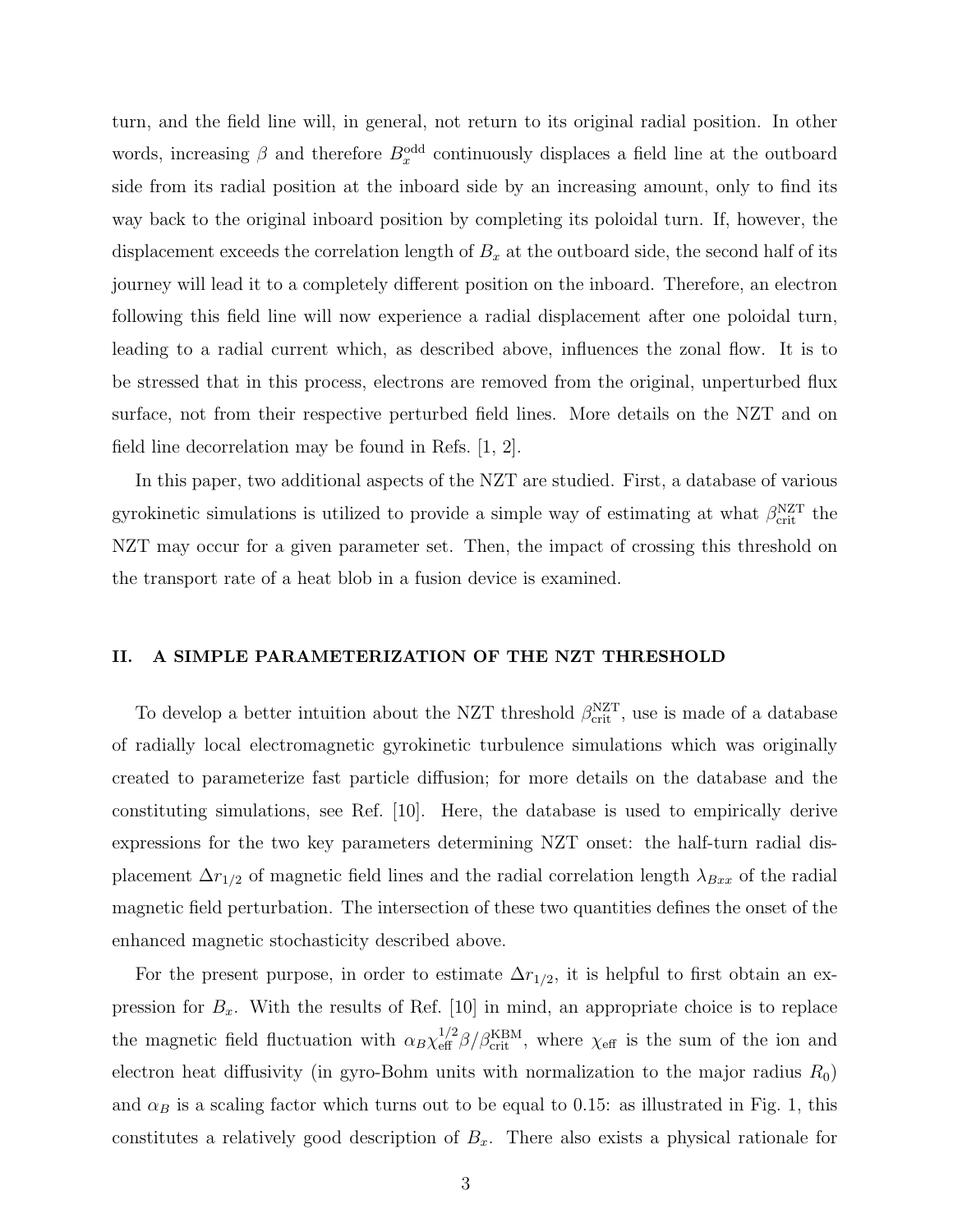turn, and the field line will, in general, not return to its original radial position. In other words, increasing $\beta$ and therefore $B_x^{\rm odd}$ continuously displaces a field line at the outboard side from its radial position at the inboard side by an increasing amount, only to find its way back to the original inboard position by completing its poloidal turn. If, however, the displacement exceeds the correlation length of $B_x$ at the outboard side, the second half of its journey will lead it to a completely different position on the inboard. Therefore, an electron following this field line will now experience a radial displacement after one poloidal turn, leading to a radial current which, as described above, influences the zonal flow. It is to be stressed that in this process, electrons are removed from the original, unperturbed flux surface, not from their respective perturbed field lines. More details on the NZT and on field line decorrelation may be found in Refs. [1, 2].

In this paper, two additional aspects of the NZT are studied. First, a database of various gyrokinetic simulations is utilized to provide a simple way of estimating at what $\beta_{\rm crit}^{\rm NZT}$ the NZT may occur for a given parameter set. Then, the impact of crossing this threshold on the transport rate of a heat blob in a fusion device is examined.

## II. A SIMPLE PARAMETERIZATION OF THE NZT THRESHOLD

To develop a better intuition about the NZT threshold $\beta_{\rm crit}^{\rm NZT}$, use is made of a database of radially local electromagnetic gyrokinetic turbulence simulations which was originally created to parameterize fast particle diffusion; for more details on the database and the constituting simulations, see Ref. [10]. Here, the database is used to empirically derive expressions for the two key parameters determining NZT onset: the half-turn radial displacement $\Delta r_{1/2}$ of magnetic field lines and the radial correlation length $\lambda_{Bxx}$ of the radial magnetic field perturbation. The intersection of these two quantities defines the onset of the enhanced magnetic stochasticity described above.

For the present purpose, in order to estimate $\Delta r_{1/2}$, it is helpful to first obtain an expression for $B_x$. With the results of Ref. [10] in mind, an appropriate choice is to replace the magnetic field fluctuation with $\alpha_B \chi_{\rm eff}^{1/2} \beta/\beta_{\rm crit}^{\rm KBM}$, where $\chi_{\rm eff}$ is the sum of the ion and electron heat diffusivity (in gyro-Bohm units with normalization to the major radius $R_0$) and $\alpha_B$ is a scaling factor which turns out to be equal to 0.15: as illustrated in Fig. 1, this constitutes a relatively good description of $B_x$. There also exists a physical rationale for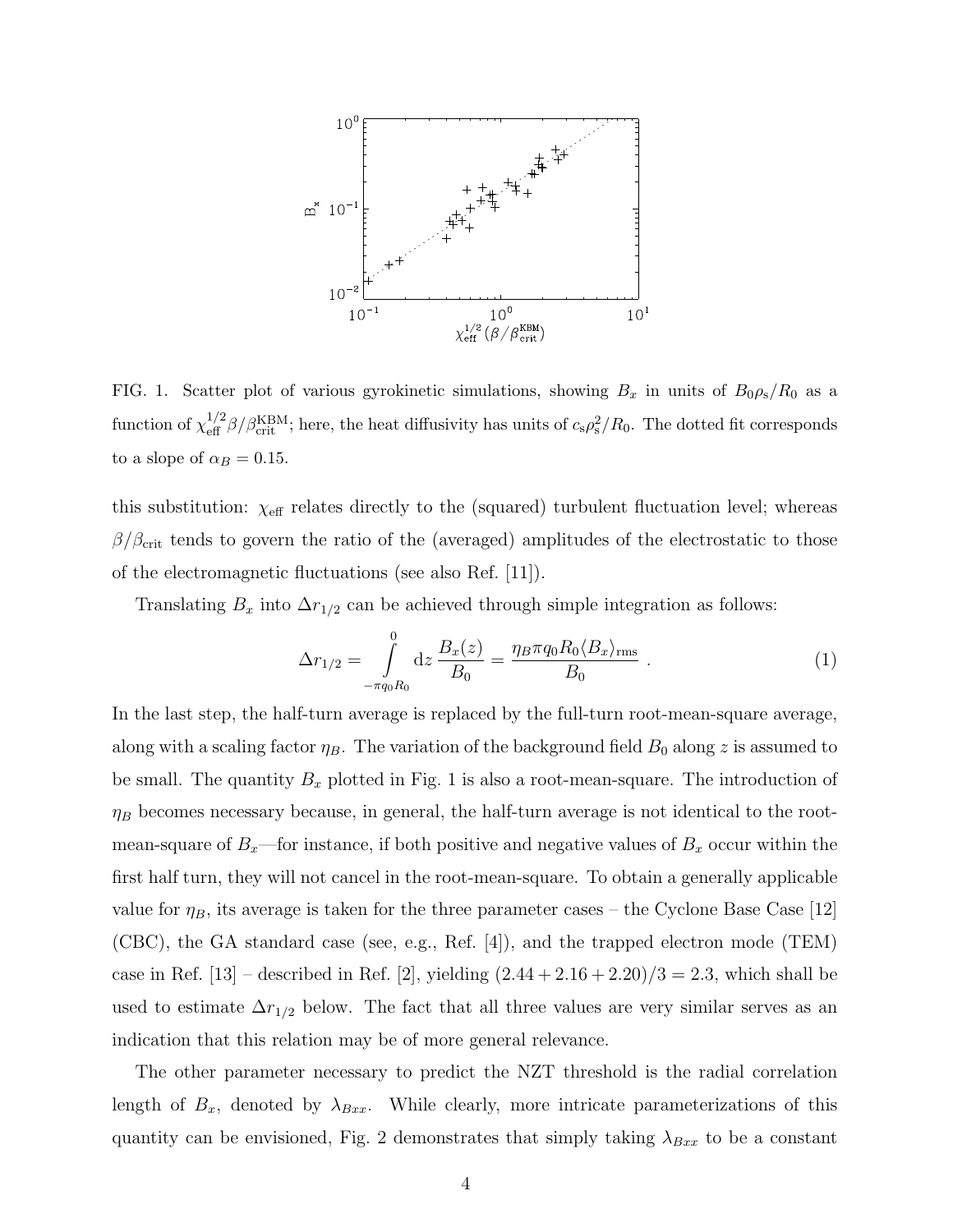FIG. 1. Scatter plot of various gyrokinetic simulations, showing $B_x$ in units of $B_0\rho_s/R_0$ as a function of $\chi_{\rm eff}^{1/2}\beta/\beta_{\rm crit}^{\rm KBM}$; here, the heat diffusivity has units of $c_s\rho_s^2/R_0$. The dotted fit corresponds to a slope of $\alpha_B = 0.15$.

this substitution: $\chi_{\rm eff}$ relates directly to the (squared) turbulent fluctuation level; whereas $\beta/\beta_{\rm crit}$ tends to govern the ratio of the (averaged) amplitudes of the electrostatic to those of the electromagnetic fluctuations (see also Ref. [11]).

Translating $B_x$ into $\Delta r_{1/2}$ can be achieved through simple integration as follows:

$$\Delta r_{1/2} = \int_{-\pi q_0 R_0}^{0} {\rm d}z \, \frac{B_x(z)}{B_0} = \frac{\eta_B \pi q_0 R_0 \langle B_x \rangle_{\rm rms}}{B_0} \ . \tag{1}$$

In the last step, the half-turn average is replaced by the full-turn root-mean-square average, along with a scaling factor $\eta_B$. The variation of the background field $B_0$ along $z$ is assumed to be small. The quantity $B_x$ plotted in Fig. 1 is also a root-mean-square. The introduction of $\eta_B$ becomes necessary because, in general, the half-turn average is not identical to the root-mean-square of $B_x$—for instance, if both positive and negative values of $B_x$ occur within the first half turn, they will not cancel in the root-mean-square. To obtain a generally applicable value for $\eta_B$, its average is taken for the three parameter cases – the Cyclone Base Case [12] (CBC), the GA standard case (see, e.g., Ref. [4]), and the trapped electron mode (TEM) case in Ref. [13] – described in Ref. [2], yielding $(2.44 + 2.16 + 2.20)/3 = 2.3$, which shall be used to estimate $\Delta r_{1/2}$ below. The fact that all three values are very similar serves as an indication that this relation may be of more general relevance.

The other parameter necessary to predict the NZT threshold is the radial correlation length of $B_x$, denoted by $\lambda_{Bxx}$. While clearly, more intricate parameterizations of this quantity can be envisioned, Fig. 2 demonstrates that simply taking $\lambda_{Bxx}$ to be a constant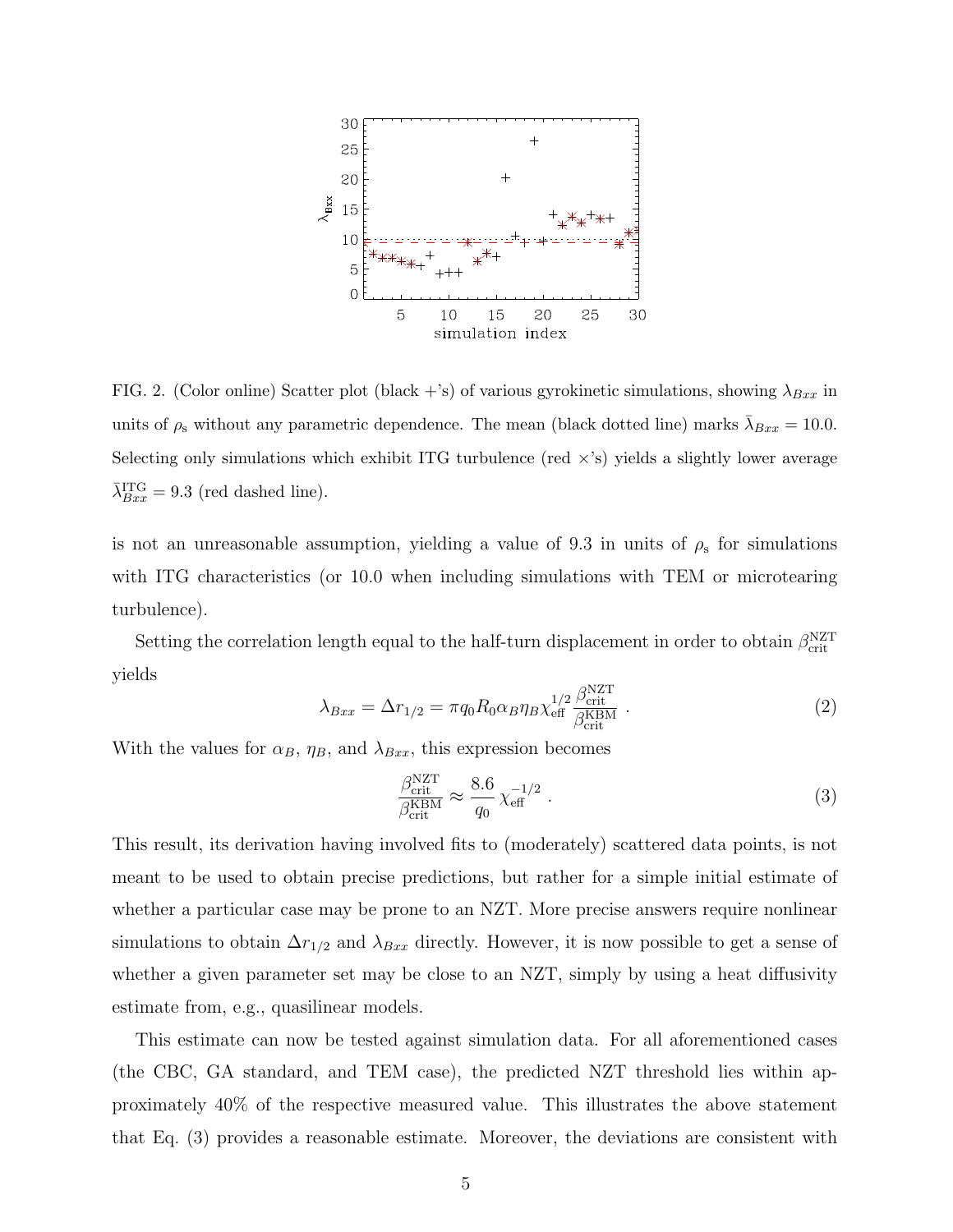FIG. 2. (Color online) Scatter plot (black +'s) of various gyrokinetic simulations, showing $\lambda_{Bxx}$ in units of $\rho_{\rm s}$ without any parametric dependence. The mean (black dotted line) marks $\bar{\lambda}_{Bxx} = 10.0$. Selecting only simulations which exhibit ITG turbulence (red ×'s) yields a slightly lower average $\bar{\lambda}_{Bxx}^{\rm ITG} = 9.3$ (red dashed line).

is not an unreasonable assumption, yielding a value of 9.3 in units of $\rho_{\rm s}$ for simulations with ITG characteristics (or 10.0 when including simulations with TEM or microtearing turbulence).

Setting the correlation length equal to the half-turn displacement in order to obtain $\beta_{\rm crit}^{\rm NZT}$ yields

$$\lambda_{Bxx} = \Delta r_{1/2} = \pi q_0 R_0 \alpha_B \eta_B \chi_{\rm eff}^{1/2} \frac{\beta_{\rm crit}^{\rm NZT}}{\beta_{\rm crit}^{\rm KBM}} \ . \tag{2}$$

With the values for $\alpha_B$, $\eta_B$, and $\lambda_{Bxx}$, this expression becomes

$$\frac{\beta_{\rm crit}^{\rm NZT}}{\beta_{\rm crit}^{\rm KBM}} \approx \frac{8.6}{q_0} \chi_{\rm eff}^{-1/2} \ . \tag{3}$$

This result, its derivation having involved fits to (moderately) scattered data points, is not meant to be used to obtain precise predictions, but rather for a simple initial estimate of whether a particular case may be prone to an NZT. More precise answers require nonlinear simulations to obtain $\Delta r_{1/2}$ and $\lambda_{Bxx}$ directly. However, it is now possible to get a sense of whether a given parameter set may be close to an NZT, simply by using a heat diffusivity estimate from, e.g., quasilinear models.

This estimate can now be tested against simulation data. For all aforementioned cases (the CBC, GA standard, and TEM case), the predicted NZT threshold lies within approximately 40% of the respective measured value. This illustrates the above statement that Eq. (3) provides a reasonable estimate. Moreover, the deviations are consistent with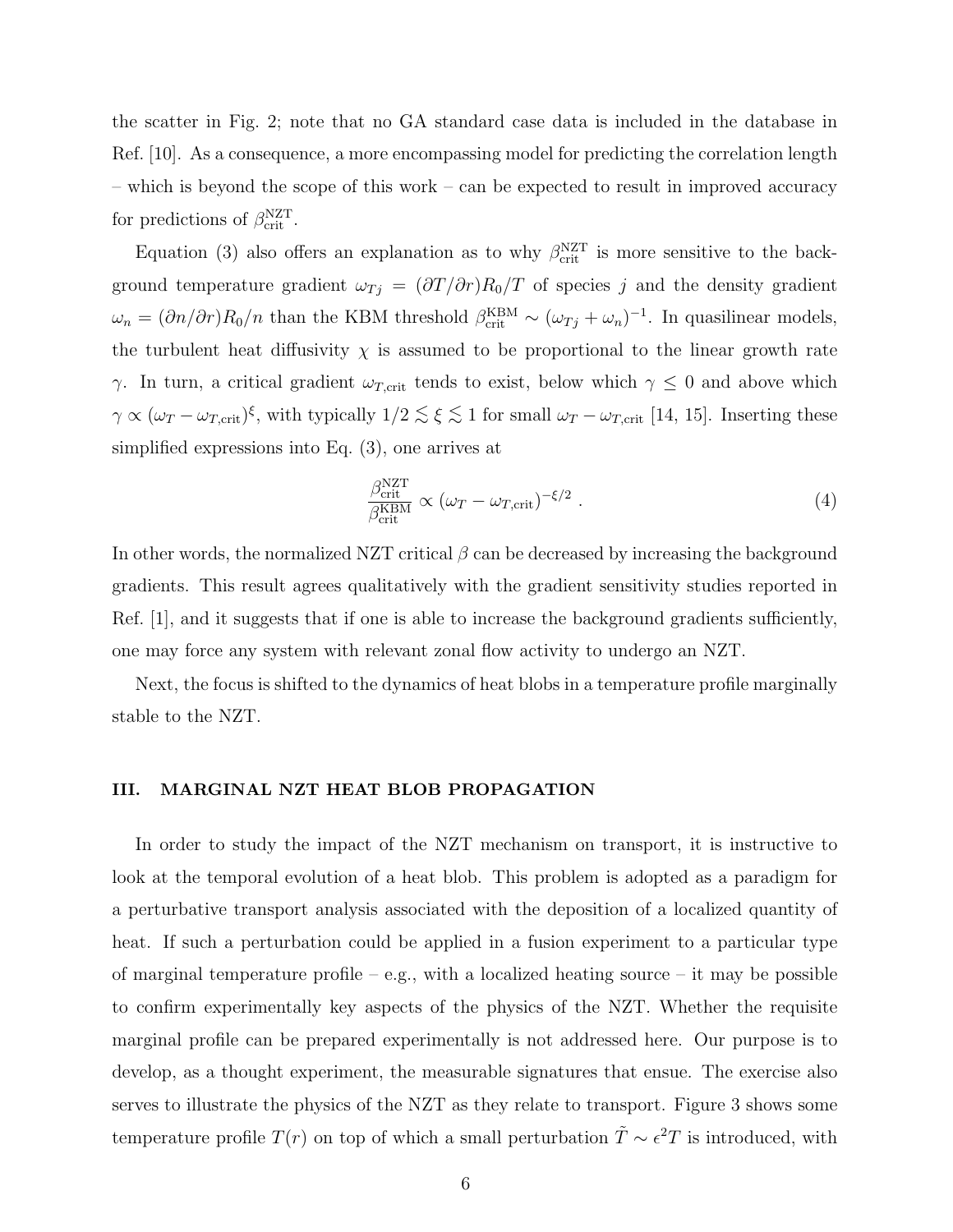the scatter in Fig. 2; note that no GA standard case data is included in the database in Ref. [10]. As a consequence, a more encompassing model for predicting the correlation length – which is beyond the scope of this work – can be expected to result in improved accuracy for predictions of $\beta_{\rm crit}^{\rm NZT}$.

Equation (3) also offers an explanation as to why $\beta_{\rm crit}^{\rm NZT}$ is more sensitive to the background temperature gradient $\omega_{Tj} = (\partial T/\partial r)R_0/T$ of species $j$ and the density gradient $\omega_n = (\partial n/\partial r)R_0/n$ than the KBM threshold $\beta_{\rm crit}^{\rm KBM} \sim (\omega_{Tj} + \omega_n)^{-1}$. In quasilinear models, the turbulent heat diffusivity $\chi$ is assumed to be proportional to the linear growth rate $\gamma$. In turn, a critical gradient $\omega_{T,\rm crit}$ tends to exist, below which $\gamma \leq 0$ and above which $\gamma \propto (\omega_T - \omega_{T,\rm crit})^\xi$, with typically $1/2 \lesssim \xi \lesssim 1$ for small $\omega_T - \omega_{T,\rm crit}$ [14, 15]. Inserting these simplified expressions into Eq. (3), one arrives at

$$\frac{\beta_{\rm crit}^{\rm NZT}}{\beta_{\rm crit}^{\rm KBM}} \propto (\omega_T - \omega_{T,\rm crit})^{-\xi/2} \; . \tag{4}$$

In other words, the normalized NZT critical $\beta$ can be decreased by increasing the background gradients. This result agrees qualitatively with the gradient sensitivity studies reported in Ref. [1], and it suggests that if one is able to increase the background gradients sufficiently, one may force any system with relevant zonal flow activity to undergo an NZT.

Next, the focus is shifted to the dynamics of heat blobs in a temperature profile marginally stable to the NZT.

## III. MARGINAL NZT HEAT BLOB PROPAGATION

In order to study the impact of the NZT mechanism on transport, it is instructive to look at the temporal evolution of a heat blob. This problem is adopted as a paradigm for a perturbative transport analysis associated with the deposition of a localized quantity of heat. If such a perturbation could be applied in a fusion experiment to a particular type of marginal temperature profile – e.g., with a localized heating source – it may be possible to confirm experimentally key aspects of the physics of the NZT. Whether the requisite marginal profile can be prepared experimentally is not addressed here. Our purpose is to develop, as a thought experiment, the measurable signatures that ensue. The exercise also serves to illustrate the physics of the NZT as they relate to transport. Figure 3 shows some temperature profile $T(r)$ on top of which a small perturbation $\tilde{T} \sim \epsilon^2 T$ is introduced, with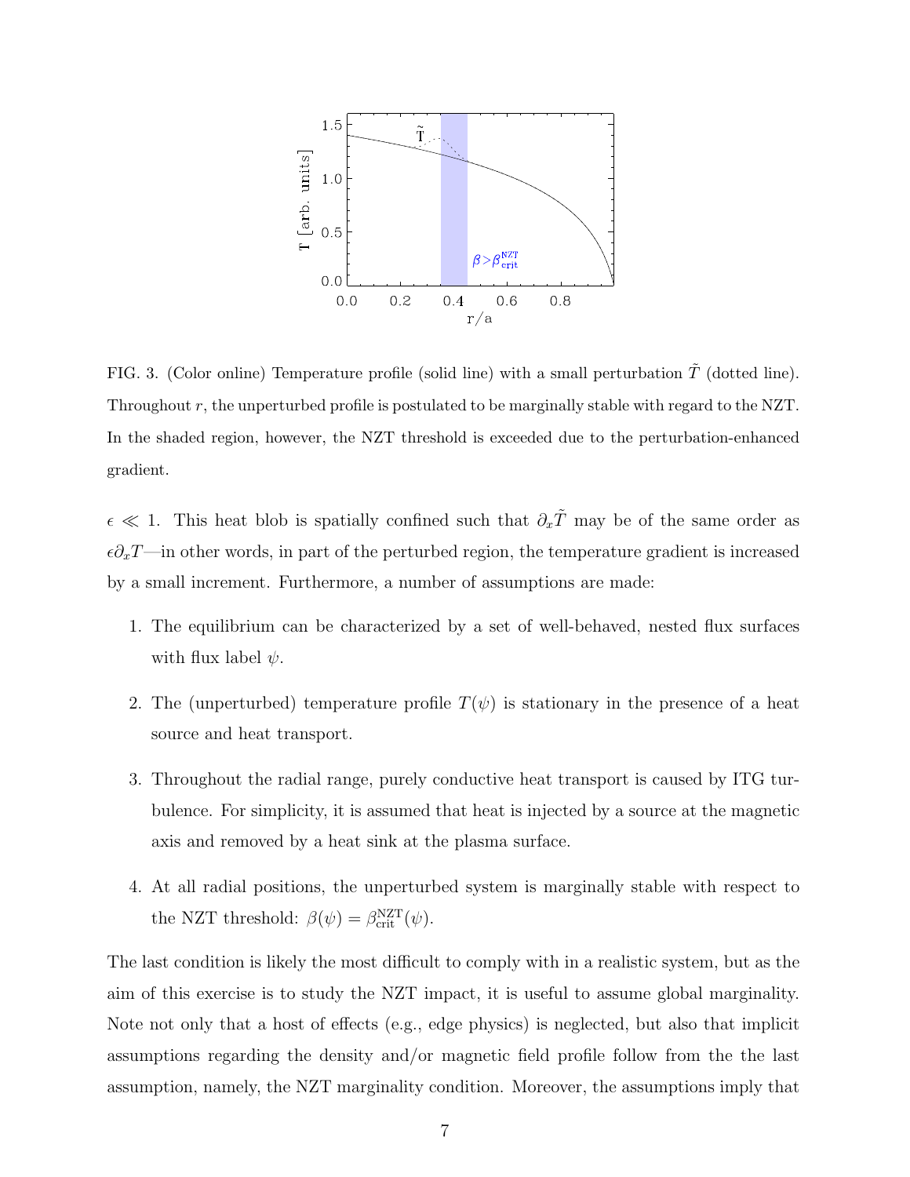FIG. 3. (Color online) Temperature profile (solid line) with a small perturbation $\tilde{T}$ (dotted line). Throughout $r$, the unperturbed profile is postulated to be marginally stable with regard to the NZT. In the shaded region, however, the NZT threshold is exceeded due to the perturbation-enhanced gradient.

$\epsilon \ll 1$. This heat blob is spatially confined such that $\partial_x \tilde{T}$ may be of the same order as $\epsilon \partial_x T$—in other words, in part of the perturbed region, the temperature gradient is increased by a small increment. Furthermore, a number of assumptions are made:

1. The equilibrium can be characterized by a set of well-behaved, nested flux surfaces with flux label $\psi$.
2. The (unperturbed) temperature profile $T(\psi)$ is stationary in the presence of a heat source and heat transport.
3. Throughout the radial range, purely conductive heat transport is caused by ITG turbulence. For simplicity, it is assumed that heat is injected by a source at the magnetic axis and removed by a heat sink at the plasma surface.
4. At all radial positions, the unperturbed system is marginally stable with respect to the NZT threshold: $\beta(\psi) = \beta_{\mathrm{crit}}^{\mathrm{NZT}}(\psi)$.

The last condition is likely the most difficult to comply with in a realistic system, but as the aim of this exercise is to study the NZT impact, it is useful to assume global marginality. Note not only that a host of effects (e.g., edge physics) is neglected, but also that implicit assumptions regarding the density and/or magnetic field profile follow from the the last assumption, namely, the NZT marginality condition. Moreover, the assumptions imply that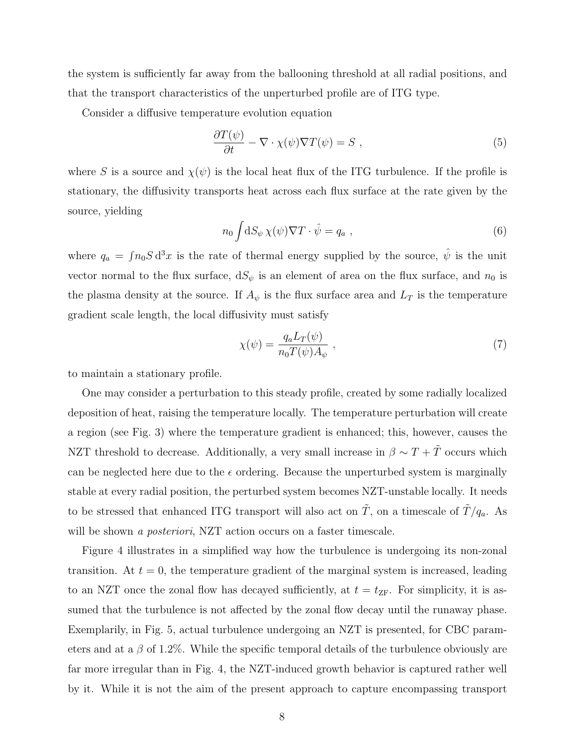the system is sufficiently far away from the ballooning threshold at all radial positions, and that the transport characteristics of the unperturbed profile are of ITG type.

Consider a diffusive temperature evolution equation

$$\frac{\partial T(\psi)}{\partial t} - \nabla \cdot \chi(\psi) \nabla T(\psi) = S \ , \tag{5}$$

where $S$ is a source and $\chi(\psi)$ is the local heat flux of the ITG turbulence. If the profile is stationary, the diffusivity transports heat across each flux surface at the rate given by the source, yielding

$$n_0 \int \mathrm{d}S_\psi \, \chi(\psi) \nabla T \cdot \hat{\psi} = q_a \ , \tag{6}$$

where $q_a = \int n_0 S \, \mathrm{d}^3 x$ is the rate of thermal energy supplied by the source, $\hat{\psi}$ is the unit vector normal to the flux surface, $\mathrm{d}S_\psi$ is an element of area on the flux surface, and $n_0$ is the plasma density at the source. If $A_\psi$ is the flux surface area and $L_T$ is the temperature gradient scale length, the local diffusivity must satisfy

$$\chi(\psi) = \frac{q_a L_T(\psi)}{n_0 T(\psi) A_\psi} \ , \tag{7}$$

to maintain a stationary profile.

One may consider a perturbation to this steady profile, created by some radially localized deposition of heat, raising the temperature locally. The temperature perturbation will create a region (see Fig. 3) where the temperature gradient is enhanced; this, however, causes the NZT threshold to decrease. Additionally, a very small increase in $\beta \sim T + \tilde{T}$ occurs which can be neglected here due to the $\epsilon$ ordering. Because the unperturbed system is marginally stable at every radial position, the perturbed system becomes NZT-unstable locally. It needs to be stressed that enhanced ITG transport will also act on $\tilde{T}$, on a timescale of $\tilde{T}/q_a$. As will be shown *a posteriori*, NZT action occurs on a faster timescale.

Figure 4 illustrates in a simplified way how the turbulence is undergoing its non-zonal transition. At $t = 0$, the temperature gradient of the marginal system is increased, leading to an NZT once the zonal flow has decayed sufficiently, at $t = t_{\mathrm{ZF}}$. For simplicity, it is assumed that the turbulence is not affected by the zonal flow decay until the runaway phase. Exemplarily, in Fig. 5, actual turbulence undergoing an NZT is presented, for CBC parameters and at a $\beta$ of 1.2%. While the specific temporal details of the turbulence obviously are far more irregular than in Fig. 4, the NZT-induced growth behavior is captured rather well by it. While it is not the aim of the present approach to capture encompassing transport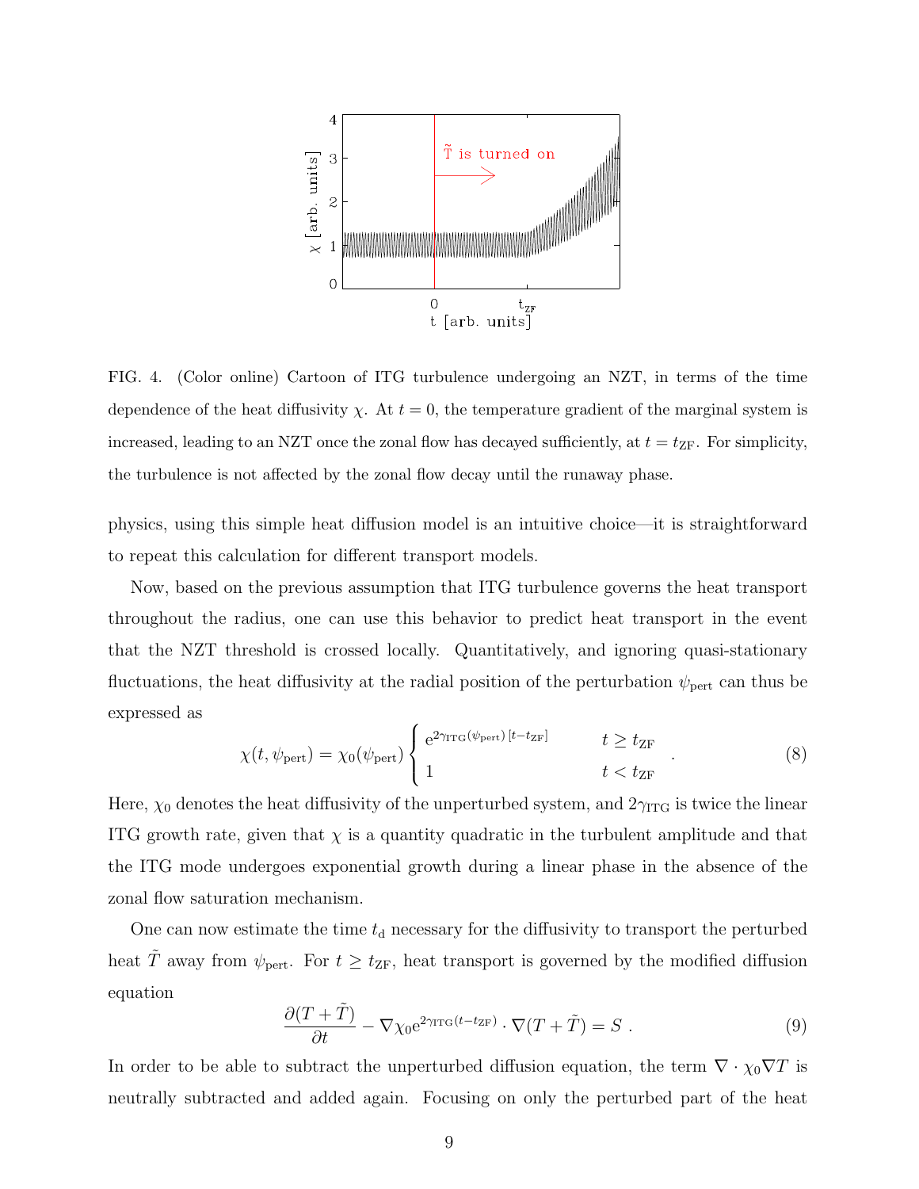FIG. 4. (Color online) Cartoon of ITG turbulence undergoing an NZT, in terms of the time dependence of the heat diffusivity $\chi$. At $t = 0$, the temperature gradient of the marginal system is increased, leading to an NZT once the zonal flow has decayed sufficiently, at $t = t_{\mathrm{ZF}}$. For simplicity, the turbulence is not affected by the zonal flow decay until the runaway phase.

physics, using this simple heat diffusion model is an intuitive choice—it is straightforward to repeat this calculation for different transport models.

Now, based on the previous assumption that ITG turbulence governs the heat transport throughout the radius, one can use this behavior to predict heat transport in the event that the NZT threshold is crossed locally. Quantitatively, and ignoring quasi-stationary fluctuations, the heat diffusivity at the radial position of the perturbation $\psi_{\mathrm{pert}}$ can thus be expressed as

$$\chi(t, \psi_{\mathrm{pert}}) = \chi_0(\psi_{\mathrm{pert}}) \begin{cases} \mathrm{e}^{2\gamma_{\mathrm{ITG}}(\psi_{\mathrm{pert}})\,[t - t_{\mathrm{ZF}}]} & t \geq t_{\mathrm{ZF}} \\ 1 & t < t_{\mathrm{ZF}} \end{cases} . \tag{8}$$

Here, $\chi_0$ denotes the heat diffusivity of the unperturbed system, and $2\gamma_{\mathrm{ITG}}$ is twice the linear ITG growth rate, given that $\chi$ is a quantity quadratic in the turbulent amplitude and that the ITG mode undergoes exponential growth during a linear phase in the absence of the zonal flow saturation mechanism.

One can now estimate the time $t_{\mathrm{d}}$ necessary for the diffusivity to transport the perturbed heat $\tilde{T}$ away from $\psi_{\mathrm{pert}}$. For $t \geq t_{\mathrm{ZF}}$, heat transport is governed by the modified diffusion equation

$$\frac{\partial (T + \tilde{T})}{\partial t} - \nabla \chi_0 \mathrm{e}^{2\gamma_{\mathrm{ITG}}(t - t_{\mathrm{ZF}})} \cdot \nabla (T + \tilde{T}) = S \ . \tag{9}$$

In order to be able to subtract the unperturbed diffusion equation, the term $\nabla \cdot \chi_0 \nabla T$ is neutrally subtracted and added again. Focusing on only the perturbed part of the heat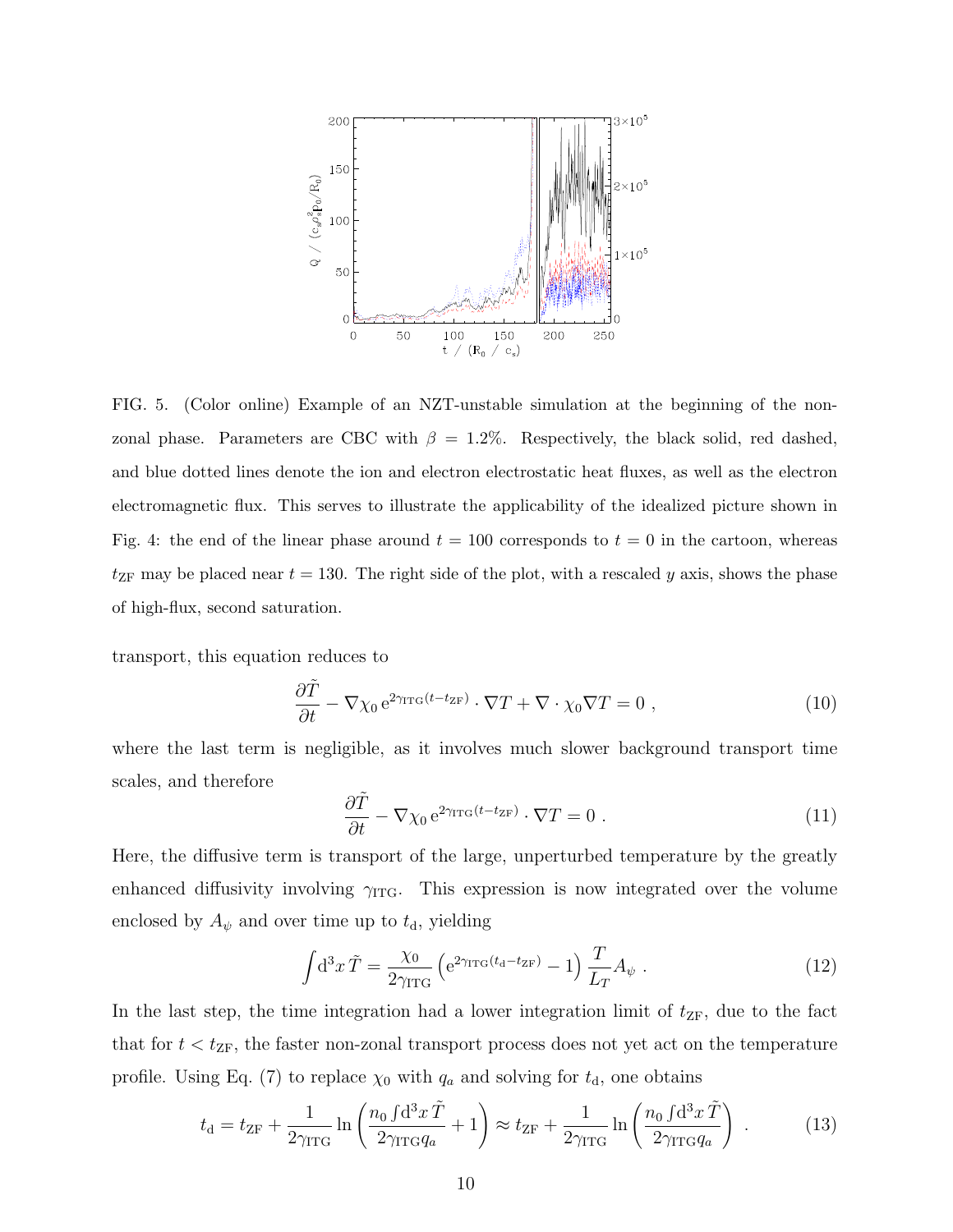FIG. 5. (Color online) Example of an NZT-unstable simulation at the beginning of the non-zonal phase. Parameters are CBC with $\beta = 1.2\%$. Respectively, the black solid, red dashed, and blue dotted lines denote the ion and electron electrostatic heat fluxes, as well as the electron electromagnetic flux. This serves to illustrate the applicability of the idealized picture shown in Fig. 4: the end of the linear phase around $t = 100$ corresponds to $t = 0$ in the cartoon, whereas $t_{\rm ZF}$ may be placed near $t = 130$. The right side of the plot, with a rescaled $y$ axis, shows the phase of high-flux, second saturation.

transport, this equation reduces to

$$\frac{\partial \tilde{T}}{\partial t} - \nabla \chi_0 \, \mathrm{e}^{2\gamma_{\rm ITG}(t - t_{\rm ZF})} \cdot \nabla T + \nabla \cdot \chi_0 \nabla T = 0 \ , \tag{10}$$

where the last term is negligible, as it involves much slower background transport time scales, and therefore

$$\frac{\partial \tilde{T}}{\partial t} - \nabla \chi_0 \, \mathrm{e}^{2\gamma_{\rm ITG}(t - t_{\rm ZF})} \cdot \nabla T = 0 \ . \tag{11}$$

Here, the diffusive term is transport of the large, unperturbed temperature by the greatly enhanced diffusivity involving $\gamma_{\rm ITG}$. This expression is now integrated over the volume enclosed by $A_\psi$ and over time up to $t_{\rm d}$, yielding

$$\int \mathrm{d}^3x \, \tilde{T} = \frac{\chi_0}{2\gamma_{\rm ITG}} \left( \mathrm{e}^{2\gamma_{\rm ITG}(t_{\rm d} - t_{\rm ZF})} - 1 \right) \frac{T}{L_T} A_\psi \ . \tag{12}$$

In the last step, the time integration had a lower integration limit of $t_{\rm ZF}$, due to the fact that for $t < t_{\rm ZF}$, the faster non-zonal transport process does not yet act on the temperature profile. Using Eq. (7) to replace $\chi_0$ with $q_a$ and solving for $t_{\rm d}$, one obtains

$$t_{\rm d} = t_{\rm ZF} + \frac{1}{2\gamma_{\rm ITG}} \ln \left( \frac{n_0 \int \mathrm{d}^3x \, \tilde{T}}{2\gamma_{\rm ITG} q_a} + 1 \right) \approx t_{\rm ZF} + \frac{1}{2\gamma_{\rm ITG}} \ln \left( \frac{n_0 \int \mathrm{d}^3x \, \tilde{T}}{2\gamma_{\rm ITG} q_a} \right) \ . \tag{13}$$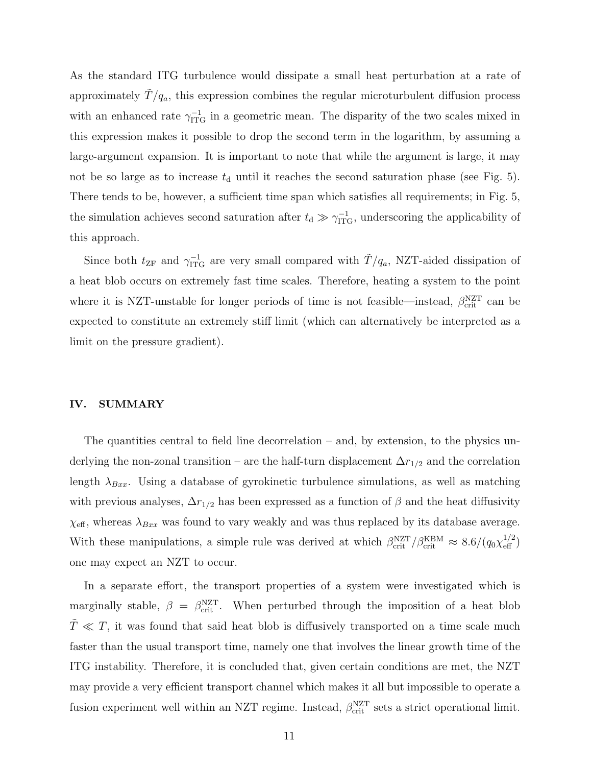As the standard ITG turbulence would dissipate a small heat perturbation at a rate of approximately $\tilde{T}/q_a$, this expression combines the regular microturbulent diffusion process with an enhanced rate $\gamma_{\mathrm{ITG}}^{-1}$ in a geometric mean. The disparity of the two scales mixed in this expression makes it possible to drop the second term in the logarithm, by assuming a large-argument expansion. It is important to note that while the argument is large, it may not be so large as to increase $t_{\mathrm{d}}$ until it reaches the second saturation phase (see Fig. 5). There tends to be, however, a sufficient time span which satisfies all requirements; in Fig. 5, the simulation achieves second saturation after $t_{\mathrm{d}} \gg \gamma_{\mathrm{ITG}}^{-1}$, underscoring the applicability of this approach.

Since both $t_{\mathrm{ZF}}$ and $\gamma_{\mathrm{ITG}}^{-1}$ are very small compared with $\tilde{T}/q_a$, NZT-aided dissipation of a heat blob occurs on extremely fast time scales. Therefore, heating a system to the point where it is NZT-unstable for longer periods of time is not feasible—instead, $\beta_{\mathrm{crit}}^{\mathrm{NZT}}$ can be expected to constitute an extremely stiff limit (which can alternatively be interpreted as a limit on the pressure gradient).

## IV. SUMMARY

The quantities central to field line decorrelation – and, by extension, to the physics underlying the non-zonal transition – are the half-turn displacement $\Delta r_{1/2}$ and the correlation length $\lambda_{Bxx}$. Using a database of gyrokinetic turbulence simulations, as well as matching with previous analyses, $\Delta r_{1/2}$ has been expressed as a function of $\beta$ and the heat diffusivity $\chi_{\mathrm{eff}}$, whereas $\lambda_{Bxx}$ was found to vary weakly and was thus replaced by its database average. With these manipulations, a simple rule was derived at which $\beta_{\mathrm{crit}}^{\mathrm{NZT}}/\beta_{\mathrm{crit}}^{\mathrm{KBM}} \approx 8.6/(q_0 \chi_{\mathrm{eff}}^{1/2})$ one may expect an NZT to occur.

In a separate effort, the transport properties of a system were investigated which is marginally stable, $\beta = \beta_{\mathrm{crit}}^{\mathrm{NZT}}$. When perturbed through the imposition of a heat blob $\tilde{T} \ll T$, it was found that said heat blob is diffusively transported on a time scale much faster than the usual transport time, namely one that involves the linear growth time of the ITG instability. Therefore, it is concluded that, given certain conditions are met, the NZT may provide a very efficient transport channel which makes it all but impossible to operate a fusion experiment well within an NZT regime. Instead, $\beta_{\mathrm{crit}}^{\mathrm{NZT}}$ sets a strict operational limit.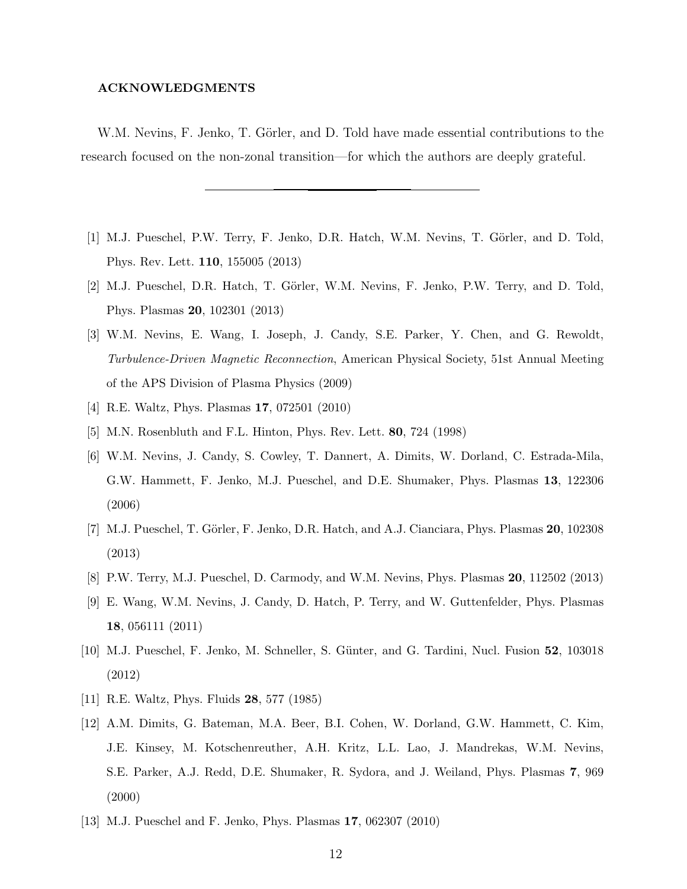## ACKNOWLEDGMENTS

W.M. Nevins, F. Jenko, T. Görler, and D. Told have made essential contributions to the research focused on the non-zonal transition—for which the authors are deeply grateful.

---

[1] M.J. Pueschel, P.W. Terry, F. Jenko, D.R. Hatch, W.M. Nevins, T. Görler, and D. Told, Phys. Rev. Lett. **110**, 155005 (2013)

[2] M.J. Pueschel, D.R. Hatch, T. Görler, W.M. Nevins, F. Jenko, P.W. Terry, and D. Told, Phys. Plasmas **20**, 102301 (2013)

[3] W.M. Nevins, E. Wang, I. Joseph, J. Candy, S.E. Parker, Y. Chen, and G. Rewoldt, *Turbulence-Driven Magnetic Reconnection*, American Physical Society, 51st Annual Meeting of the APS Division of Plasma Physics (2009)

[4] R.E. Waltz, Phys. Plasmas **17**, 072501 (2010)

[5] M.N. Rosenbluth and F.L. Hinton, Phys. Rev. Lett. **80**, 724 (1998)

[6] W.M. Nevins, J. Candy, S. Cowley, T. Dannert, A. Dimits, W. Dorland, C. Estrada-Mila, G.W. Hammett, F. Jenko, M.J. Pueschel, and D.E. Shumaker, Phys. Plasmas **13**, 122306 (2006)

[7] M.J. Pueschel, T. Görler, F. Jenko, D.R. Hatch, and A.J. Cianciara, Phys. Plasmas **20**, 102308 (2013)

[8] P.W. Terry, M.J. Pueschel, D. Carmody, and W.M. Nevins, Phys. Plasmas **20**, 112502 (2013)

[9] E. Wang, W.M. Nevins, J. Candy, D. Hatch, P. Terry, and W. Guttenfelder, Phys. Plasmas **18**, 056111 (2011)

[10] M.J. Pueschel, F. Jenko, M. Schneller, S. Günter, and G. Tardini, Nucl. Fusion **52**, 103018 (2012)

[11] R.E. Waltz, Phys. Fluids **28**, 577 (1985)

[12] A.M. Dimits, G. Bateman, M.A. Beer, B.I. Cohen, W. Dorland, G.W. Hammett, C. Kim, J.E. Kinsey, M. Kotschenreuther, A.H. Kritz, L.L. Lao, J. Mandrekas, W.M. Nevins, S.E. Parker, A.J. Redd, D.E. Shumaker, R. Sydora, and J. Weiland, Phys. Plasmas **7**, 969 (2000)

[13] M.J. Pueschel and F. Jenko, Phys. Plasmas **17**, 062307 (2010)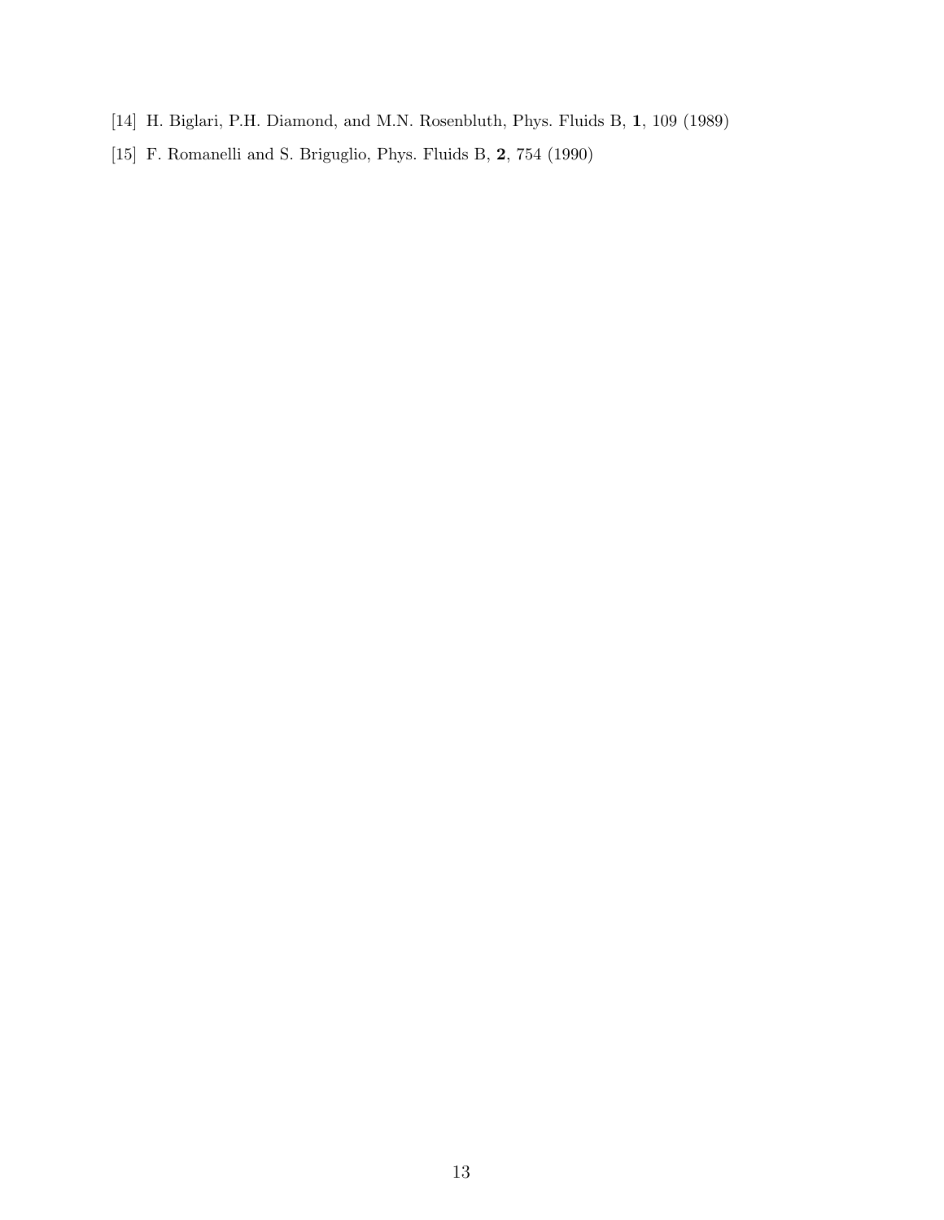[14] H. Biglari, P.H. Diamond, and M.N. Rosenbluth, Phys. Fluids B, **1**, 109 (1989)

[15] F. Romanelli and S. Briguglio, Phys. Fluids B, **2**, 754 (1990)